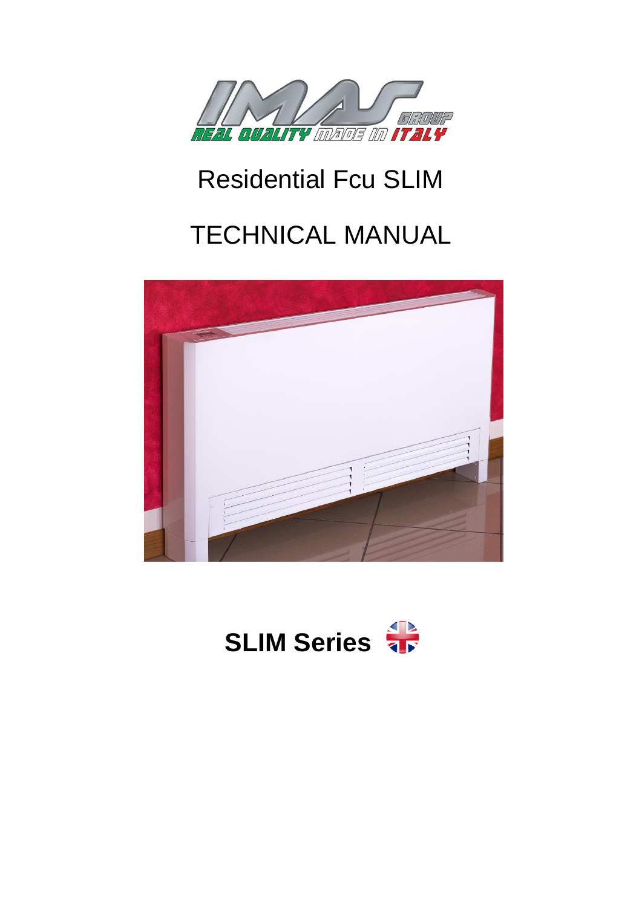# Residential Fcu SLIM

# TECHNICAL MANUAL

**SLIM Series**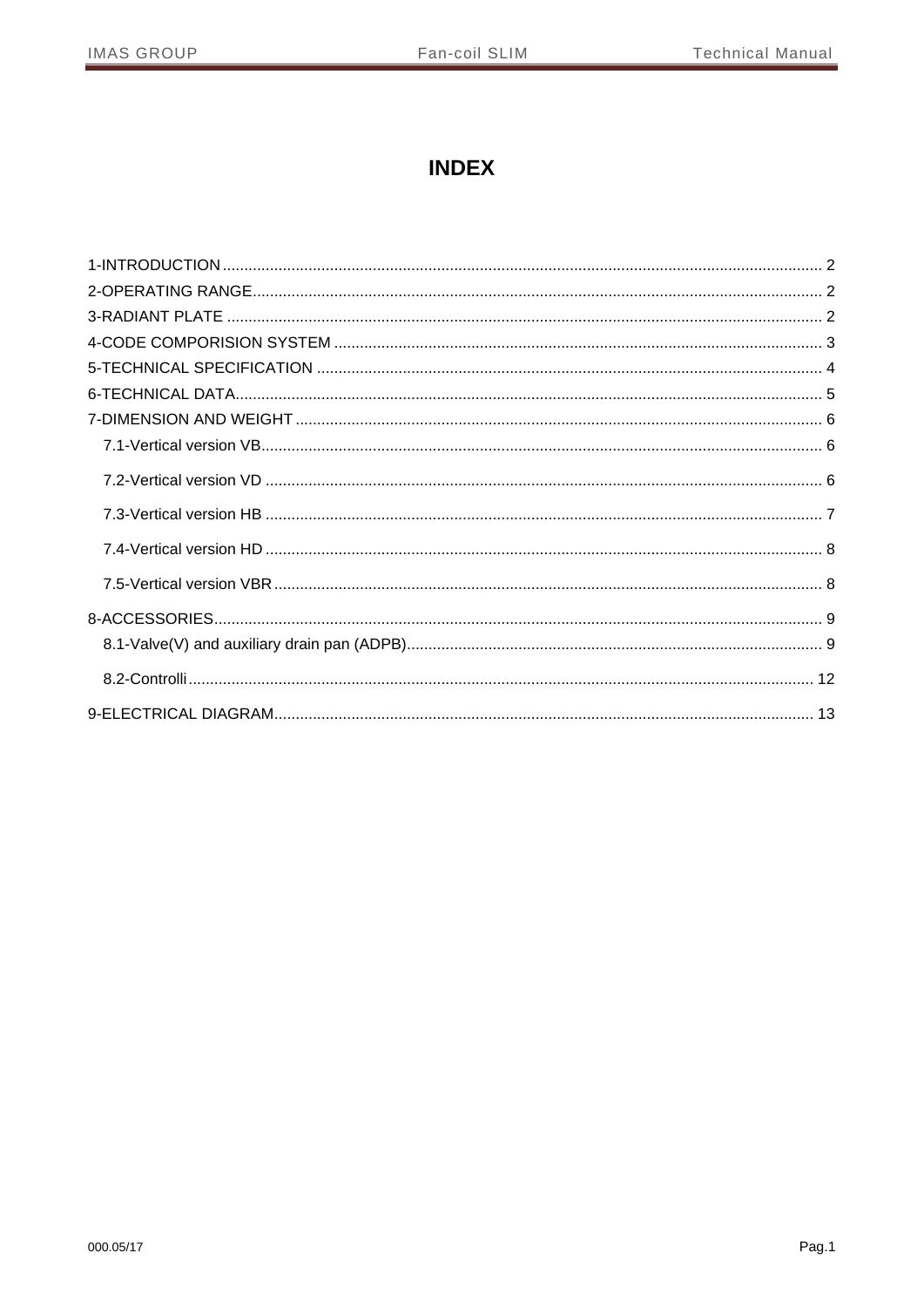# INDEX

1-INTRODUCTION .......... 2
2-OPERATING RANGE .......... 2
3-RADIANT PLATE .......... 2
4-CODE COMPORISION SYSTEM .......... 3
5-TECHNICAL SPECIFICATION .......... 4
6-TECHNICAL DATA .......... 5
7-DIMENSION AND WEIGHT .......... 6
- 7.1-Vertical version VB .......... 6
- 7.2-Vertical version VD .......... 6
- 7.3-Vertical version HB .......... 7
- 7.4-Vertical version HD .......... 8
- 7.5-Vertical version VBR .......... 8

8-ACCESSORIES .......... 9
- 8.1-Valve(V) and auxiliary drain pan (ADPB) .......... 9
- 8.2-Controlli .......... 12

9-ELECTRICAL DIAGRAM .......... 13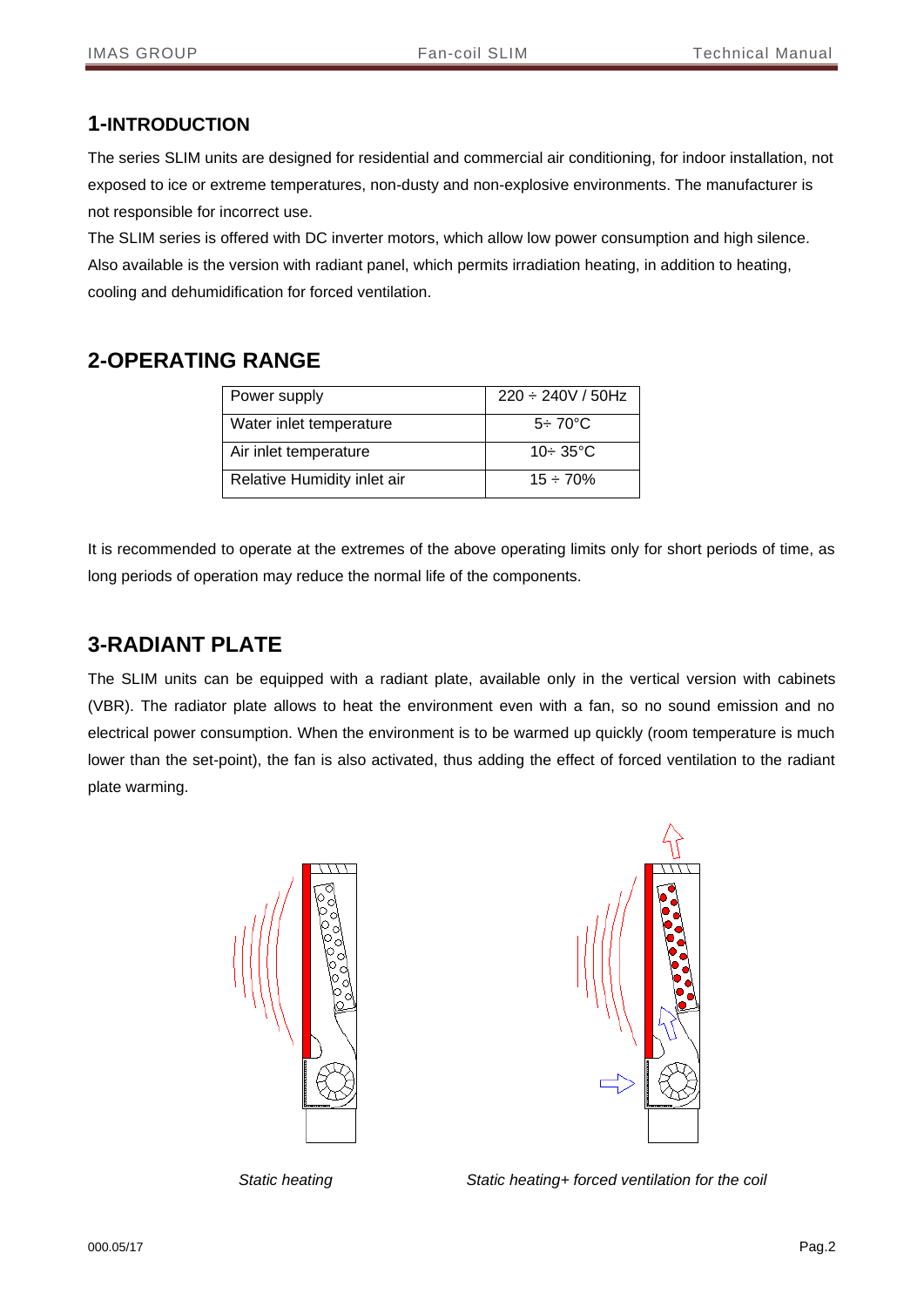## 1-INTRODUCTION

The series SLIM units are designed for residential and commercial air conditioning, for indoor installation, not exposed to ice or extreme temperatures, non-dusty and non-explosive environments. The manufacturer is not responsible for incorrect use.

The SLIM series is offered with DC inverter motors, which allow low power consumption and high silence. Also available is the version with radiant panel, which permits irradiation heating, in addition to heating, cooling and dehumidification for forced ventilation.

## 2-OPERATING RANGE

| Power supply | 220 ÷ 240V / 50Hz |
|---|---|
| Water inlet temperature | 5÷ 70°C |
| Air inlet temperature | 10÷ 35°C |
| Relative Humidity inlet air | 15 ÷ 70% |

It is recommended to operate at the extremes of the above operating limits only for short periods of time, as long periods of operation may reduce the normal life of the components.

## 3-RADIANT PLATE

The SLIM units can be equipped with a radiant plate, available only in the vertical version with cabinets (VBR). The radiator plate allows to heat the environment even with a fan, so no sound emission and no electrical power consumption. When the environment is to be warmed up quickly (room temperature is much lower than the set-point), the fan is also activated, thus adding the effect of forced ventilation to the radiant plate warming.

*Static heating*

*Static heating+ forced ventilation for the coil*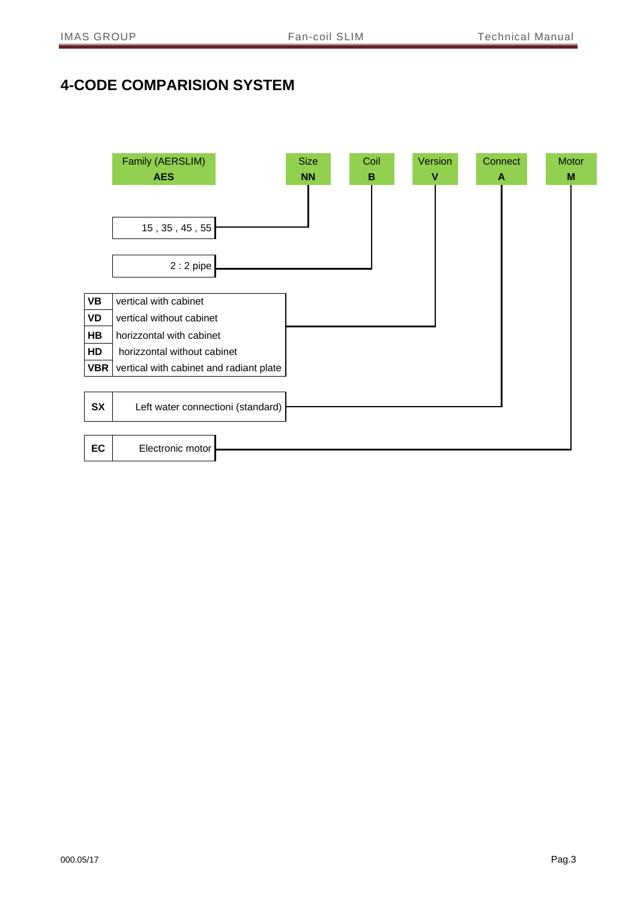# 4-CODE COMPARISION SYSTEM

| Family (AERSLIM) | Size | Coil | Version | Connect | Motor |
| --- | --- | --- | --- | --- | --- |
| **AES** | **NN** | **B** | **V** | **A** | **M** |

**Size (NN):** 15 , 35 , 45 , 55

**Coil (B):** 2 : 2 pipe

**Version (V):**

| Code | Description |
| --- | --- |
| **VB** | vertical with cabinet |
| **VD** | vertical without cabinet |
| **HB** | horizzontal with cabinet |
| **HD** | horizzontal without cabinet |
| **VBR** | vertical with cabinet and radiant plate |

**Connect (A):**

| Code | Description |
| --- | --- |
| **SX** | Left water connectioni (standard) |

**Motor (M):**

| Code | Description |
| --- | --- |
| **EC** | Electronic motor |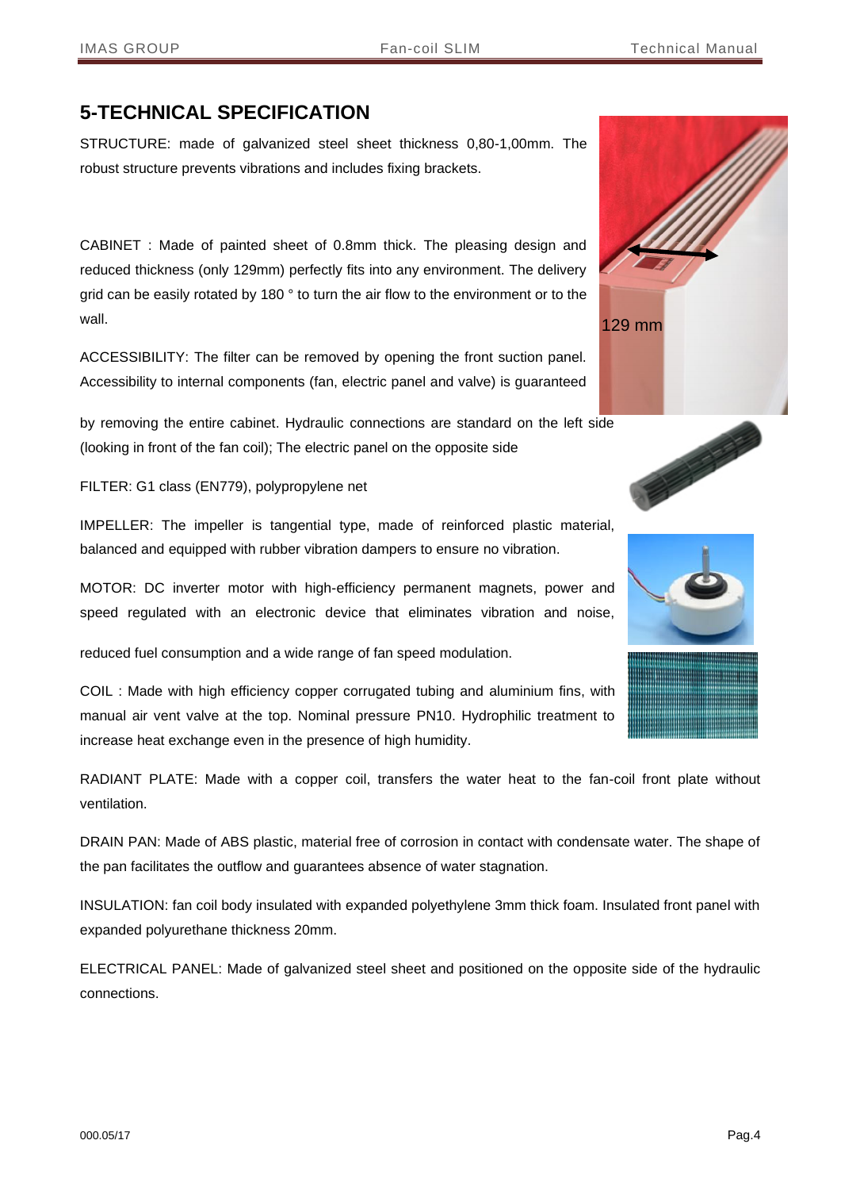# 5-TECHNICAL SPECIFICATION

STRUCTURE: made of galvanized steel sheet thickness 0,80-1,00mm. The robust structure prevents vibrations and includes fixing brackets.

CABINET : Made of painted sheet of 0.8mm thick. The pleasing design and reduced thickness (only 129mm) perfectly fits into any environment. The delivery grid can be easily rotated by 180 ° to turn the air flow to the environment or to the wall.

129 mm

ACCESSIBILITY: The filter can be removed by opening the front suction panel. Accessibility to internal components (fan, electric panel and valve) is guaranteed by removing the entire cabinet. Hydraulic connections are standard on the left side (looking in front of the fan coil); The electric panel on the opposite side

FILTER: G1 class (EN779), polypropylene net

IMPELLER: The impeller is tangential type, made of reinforced plastic material, balanced and equipped with rubber vibration dampers to ensure no vibration.

MOTOR: DC inverter motor with high-efficiency permanent magnets, power and speed regulated with an electronic device that eliminates vibration and noise, reduced fuel consumption and a wide range of fan speed modulation.

COIL : Made with high efficiency copper corrugated tubing and aluminium fins, with manual air vent valve at the top. Nominal pressure PN10. Hydrophilic treatment to increase heat exchange even in the presence of high humidity.

RADIANT PLATE: Made with a copper coil, transfers the water heat to the fan-coil front plate without ventilation.

DRAIN PAN: Made of ABS plastic, material free of corrosion in contact with condensate water. The shape of the pan facilitates the outflow and guarantees absence of water stagnation.

INSULATION: fan coil body insulated with expanded polyethylene 3mm thick foam. Insulated front panel with expanded polyurethane thickness 20mm.

ELECTRICAL PANEL: Made of galvanized steel sheet and positioned on the opposite side of the hydraulic connections.

000.05/17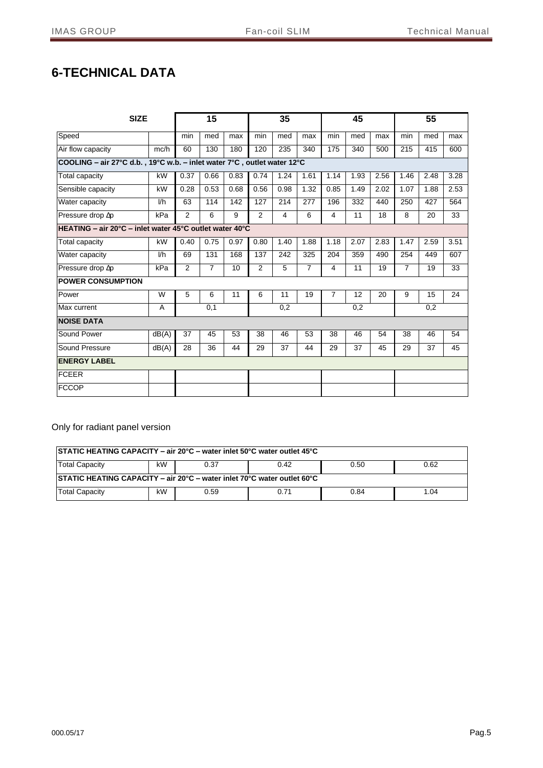# 6-TECHNICAL DATA

| SIZE | | 15 | | | 35 | | | 45 | | | 55 | | |
|---|---|---|---|---|---|---|---|---|---|---|---|---|---|
| Speed | | min | med | max | min | med | max | min | med | max | min | med | max |
| Air flow capacity | mc/h | 60 | 130 | 180 | 120 | 235 | 340 | 175 | 340 | 500 | 215 | 415 | 600 |
| **COOLING – air 27°C d.b. , 19°C w.b. – inlet water 7°C , outlet water 12°C** | | | | | | | | | | | | | |
| Total capacity | kW | 0.37 | 0.66 | 0.83 | 0.74 | 1.24 | 1.61 | 1.14 | 1.93 | 2.56 | 1.46 | 2.48 | 3.28 |
| Sensible capacity | kW | 0.28 | 0.53 | 0.68 | 0.56 | 0.98 | 1.32 | 0.85 | 1.49 | 2.02 | 1.07 | 1.88 | 2.53 |
| Water capacity | l/h | 63 | 114 | 142 | 127 | 214 | 277 | 196 | 332 | 440 | 250 | 427 | 564 |
| Pressure drop Δp | kPa | 2 | 6 | 9 | 2 | 4 | 6 | 4 | 11 | 18 | 8 | 20 | 33 |
| **HEATING – air 20°C – inlet water 45°C outlet water 40°C** | | | | | | | | | | | | | |
| Total capacity | kW | 0.40 | 0.75 | 0.97 | 0.80 | 1.40 | 1.88 | 1.18 | 2.07 | 2.83 | 1.47 | 2.59 | 3.51 |
| Water capacity | l/h | 69 | 131 | 168 | 137 | 242 | 325 | 204 | 359 | 490 | 254 | 449 | 607 |
| Pressure drop Δp | kPa | 2 | 7 | 10 | 2 | 5 | 7 | 4 | 11 | 19 | 7 | 19 | 33 |
| **POWER CONSUMPTION** | | | | | | | | | | | | | |
| Power | W | 5 | 6 | 11 | 6 | 11 | 19 | 7 | 12 | 20 | 9 | 15 | 24 |
| Max current | A | | 0,1 | | | 0,2 | | | 0,2 | | | 0,2 | |
| **NOISE DATA** | | | | | | | | | | | | | |
| Sound Power | dB(A) | 37 | 45 | 53 | 38 | 46 | 53 | 38 | 46 | 54 | 38 | 46 | 54 |
| Sound Pressure | dB(A) | 28 | 36 | 44 | 29 | 37 | 44 | 29 | 37 | 45 | 29 | 37 | 45 |
| **ENERGY LABEL** | | | | | | | | | | | | | |
| FCEER | | | | | | | | | | | | | |
| FCCOP | | | | | | | | | | | | | |

Only for radiant panel version

| STATIC HEATING CAPACITY – air 20°C – water inlet 50°C water outlet 45°C | | | | | |
|---|---|---|---|---|---|
| Total Capacity | kW | 0.37 | 0.42 | 0.50 | 0.62 |
| **STATIC HEATING CAPACITY – air 20°C – water inlet 70°C water outlet 60°C** | | | | | |
| Total Capacity | kW | 0.59 | 0.71 | 0.84 | 1.04 |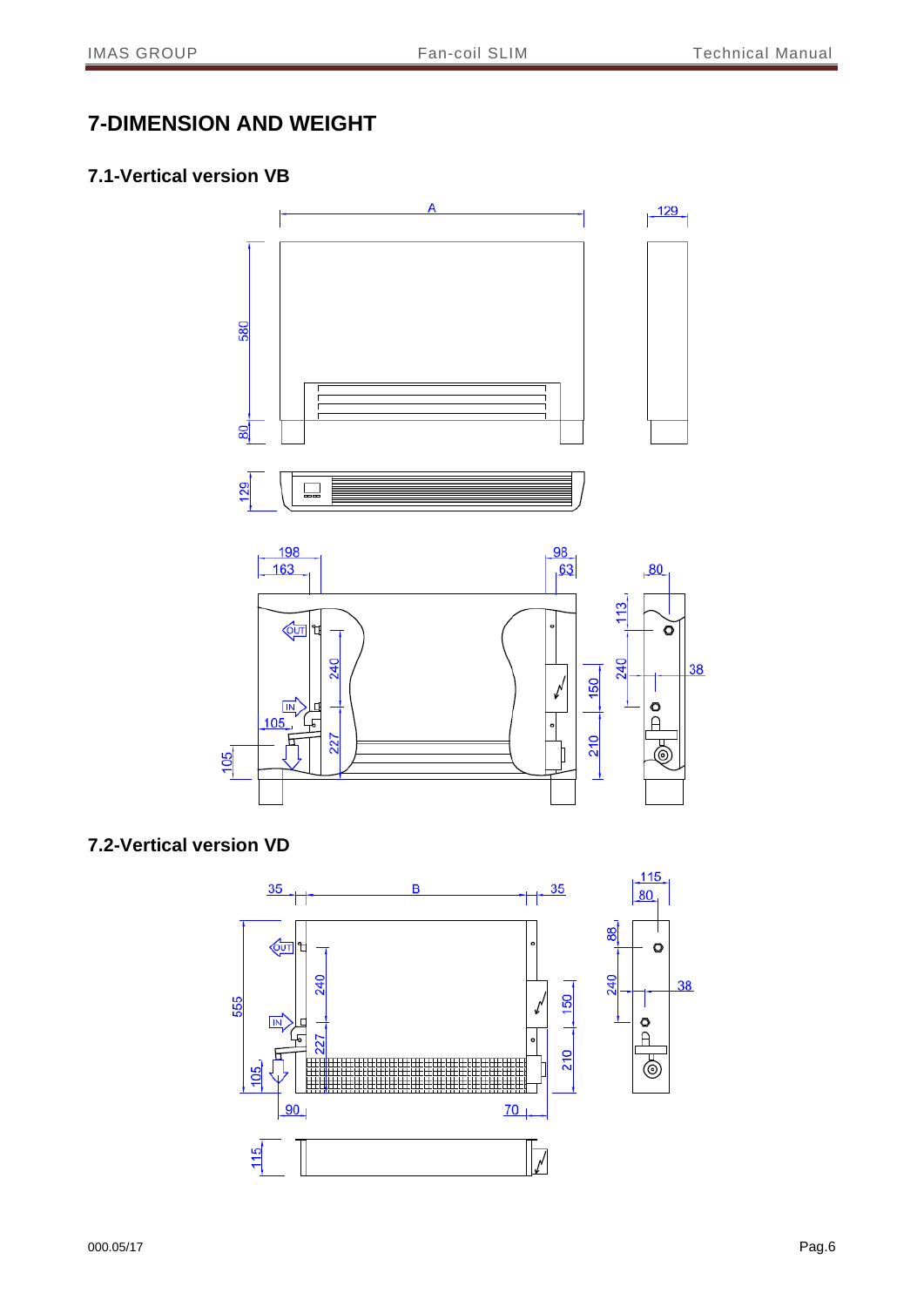# 7-DIMENSION AND WEIGHT

## 7.1-Vertical version VB

## 7.2-Vertical version VD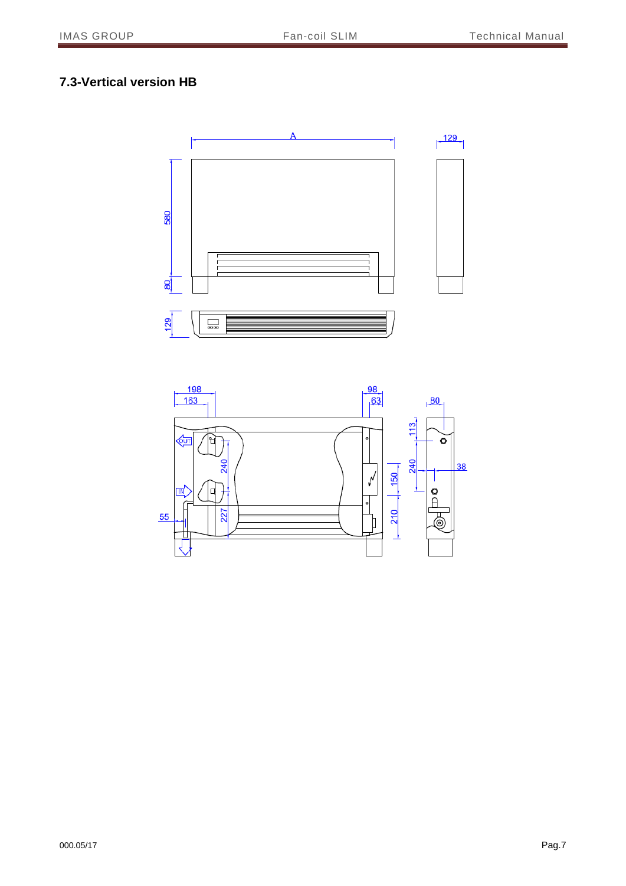## 7.3-Vertical version HB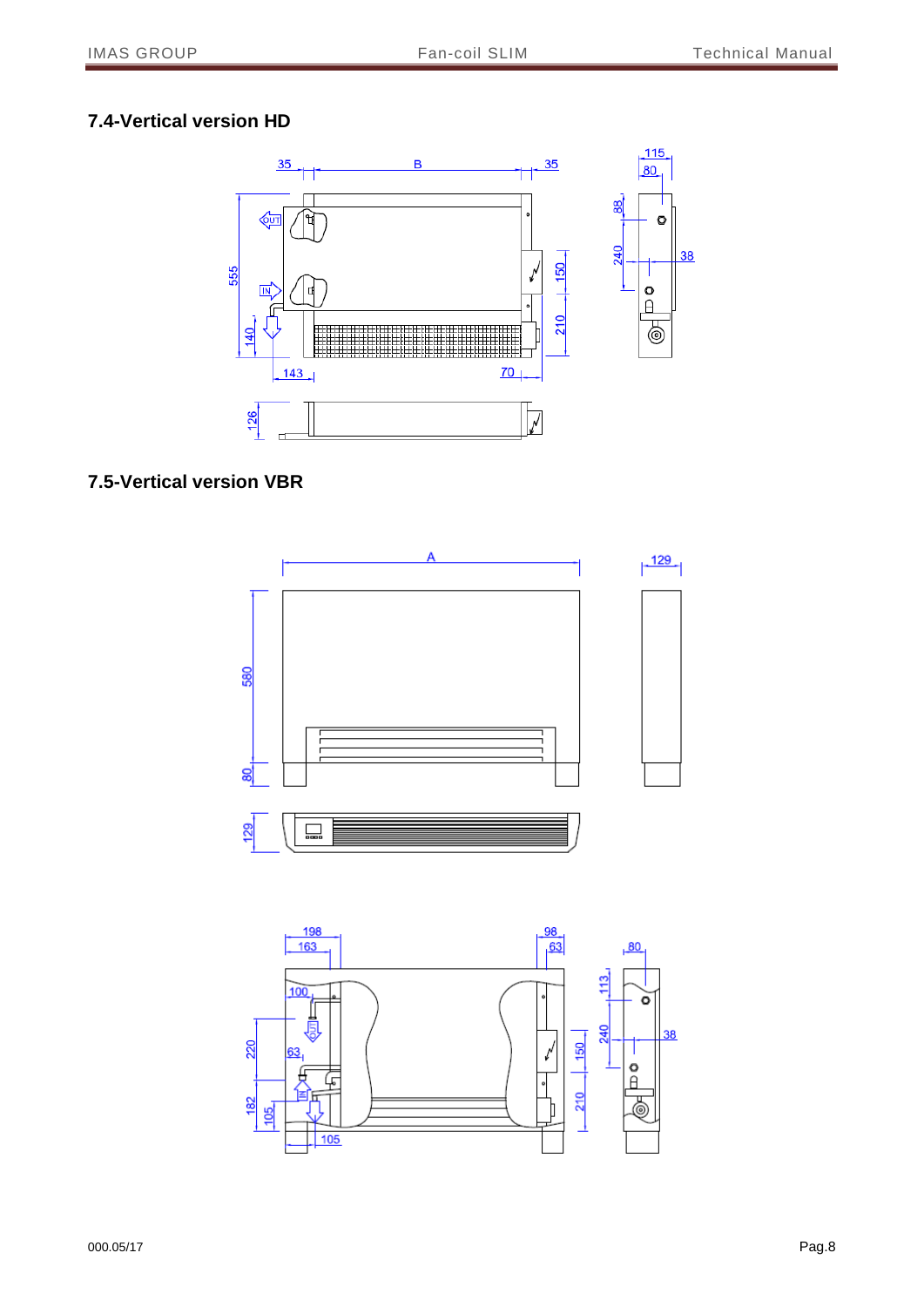## 7.4-Vertical version HD

## 7.5-Vertical version VBR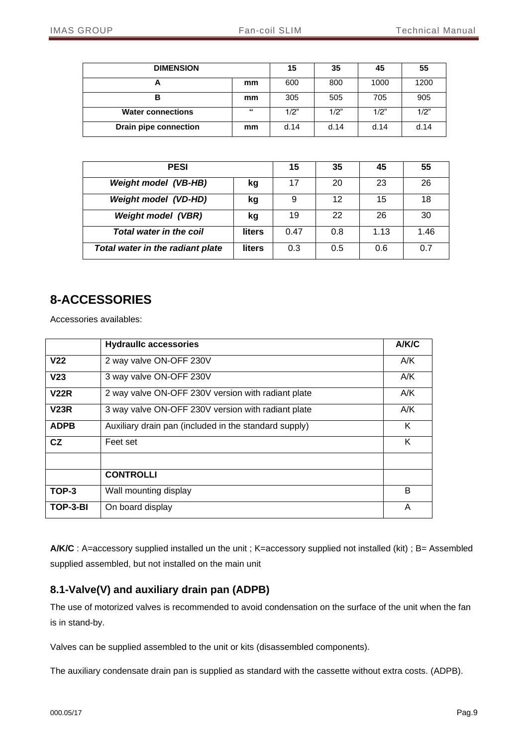| **DIMENSION** | | **15** | **35** | **45** | **55** |
|---|---|---|---|---|---|
| **A** | **mm** | 600 | 800 | 1000 | 1200 |
| **B** | **mm** | 305 | 505 | 705 | 905 |
| **Water connections** | **"** | 1/2" | 1/2" | 1/2" | 1/2" |
| **Drain pipe connection** | **mm** | d.14 | d.14 | d.14 | d.14 |

| **PESI** | | **15** | **35** | **45** | **55** |
|---|---|---|---|---|---|
| ***Weight model (VB-HB)*** | **kg** | 17 | 20 | 23 | 26 |
| ***Weight model (VD-HD)*** | **kg** | 9 | 12 | 15 | 18 |
| ***Weight model (VBR)*** | **kg** | 19 | 22 | 26 | 30 |
| ***Total water in the coil*** | **liters** | 0.47 | 0.8 | 1.13 | 1.46 |
| ***Total water in the radiant plate*** | **liters** | 0.3 | 0.5 | 0.6 | 0.7 |

# 8-ACCESSORIES

Accessories availables:

| | **Hydraullc accessories** | **A/K/C** |
|---|---|---|
| **V22** | 2 way valve ON-OFF 230V | A/K |
| **V23** | 3 way valve ON-OFF 230V | A/K |
| **V22R** | 2 way valve ON-OFF 230V version with radiant plate | A/K |
| **V23R** | 3 way valve ON-OFF 230V version with radiant plate | A/K |
| **ADPB** | Auxiliary drain pan (included in the standard supply) | K |
| **CZ** | Feet set | K |
| | | |
| | **CONTROLLI** | |
| **TOP-3** | Wall mounting display | B |
| **TOP-3-BI** | On board display | A |

**A/K/C** : A=accessory supplied installed un the unit ; K=accessory supplied not installed (kit) ; B= Assembled supplied assembled, but not installed on the main unit

## 8.1-Valve(V) and auxiliary drain pan (ADPB)

The use of motorized valves is recommended to avoid condensation on the surface of the unit when the fan is in stand-by.

Valves can be supplied assembled to the unit or kits (disassembled components).

The auxiliary condensate drain pan is supplied as standard with the cassette without extra costs. (ADPB).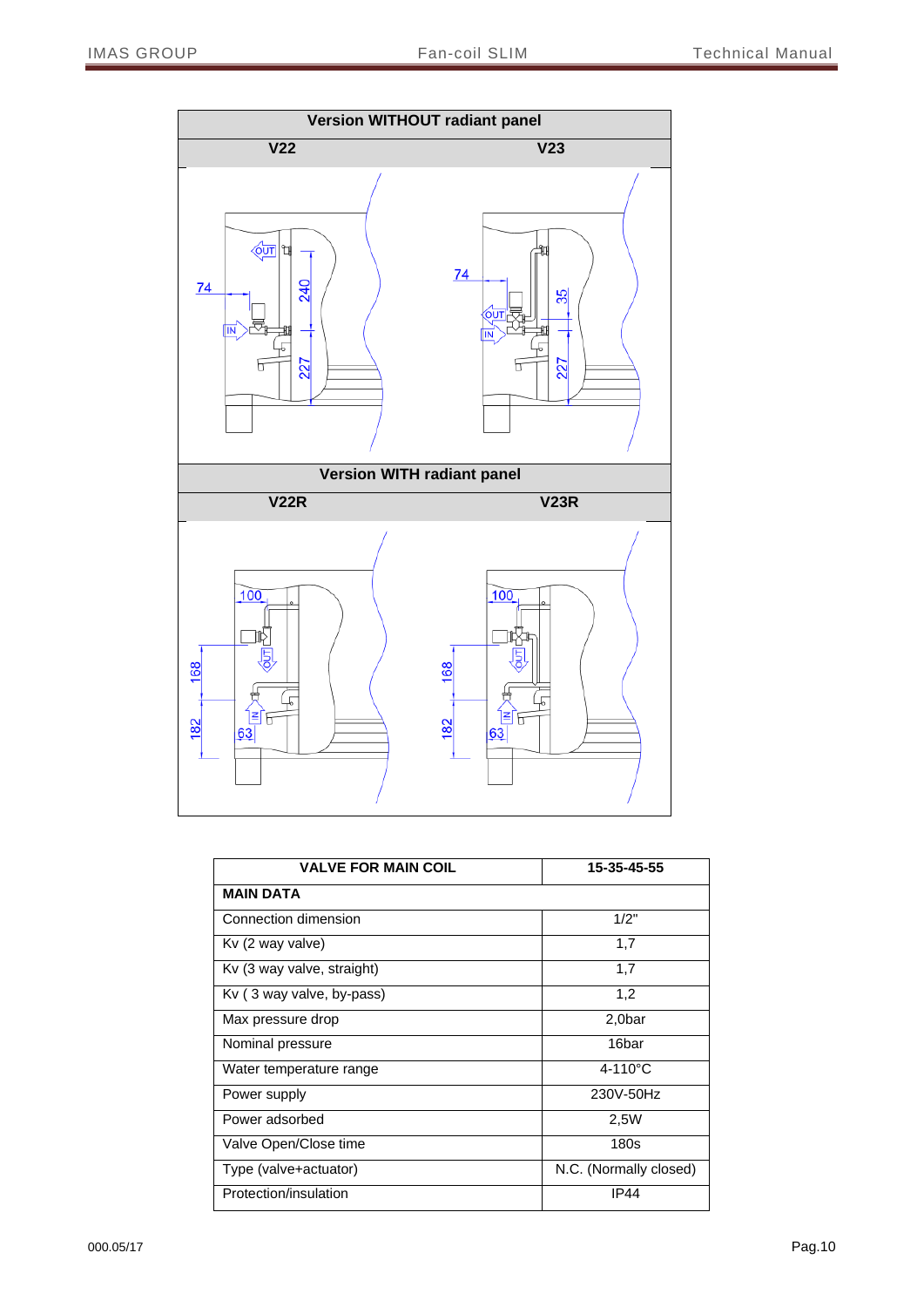| Version WITHOUT radiant panel | |
|---|---|
| V22 | V23 |

| Version WITH radiant panel | |
|---|---|
| V22R | V23R |

| VALVE FOR MAIN COIL | 15-35-45-55 |
|---|---|
| **MAIN DATA** | |
| Connection dimension | 1/2" |
| Kv (2 way valve) | 1,7 |
| Kv (3 way valve, straight) | 1,7 |
| Kv ( 3 way valve, by-pass) | 1,2 |
| Max pressure drop | 2,0bar |
| Nominal pressure | 16bar |
| Water temperature range | 4-110°C |
| Power supply | 230V-50Hz |
| Power adsorbed | 2,5W |
| Valve Open/Close time | 180s |
| Type (valve+actuator) | N.C. (Normally closed) |
| Protection/insulation | IP44 |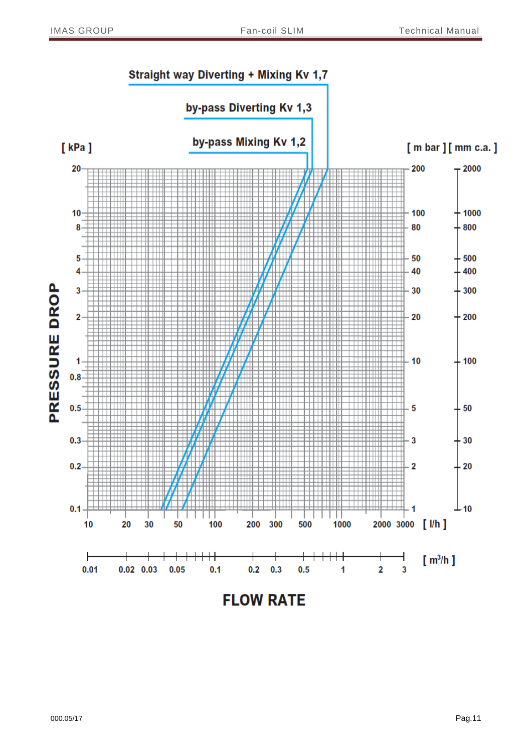Straight way Diverting + Mixing Kv 1,7

by-pass Diverting Kv 1,3

by-pass Mixing Kv 1,2

[ kPa ]

[ m bar ] [ mm c.a. ]

PRESSURE DROP

| kPa | m bar | mm c.a. |
|---|---|---|
| 20 | 200 | 2000 |
| 10 | 100 | 1000 |
| 8 | 80 | 800 |
| 5 | 50 | 500 |
| 4 | 40 | 400 |
| 3 | 30 | 300 |
| 2 | 20 | 200 |
| 1 | 10 | 100 |
| 0.8 | | |
| 0.5 | 5 | 50 |
| 0.3 | 3 | 30 |
| 0.2 | 2 | 20 |
| 0.1 | 1 | 10 |

[ l/h ]: 10, 20, 30, 50, 100, 200, 300, 500, 1000, 2000, 3000

[ $m^3/h$ ]: 0.01, 0.02, 0.03, 0.05, 0.1, 0.2, 0.3, 0.5, 1, 2, 3

FLOW RATE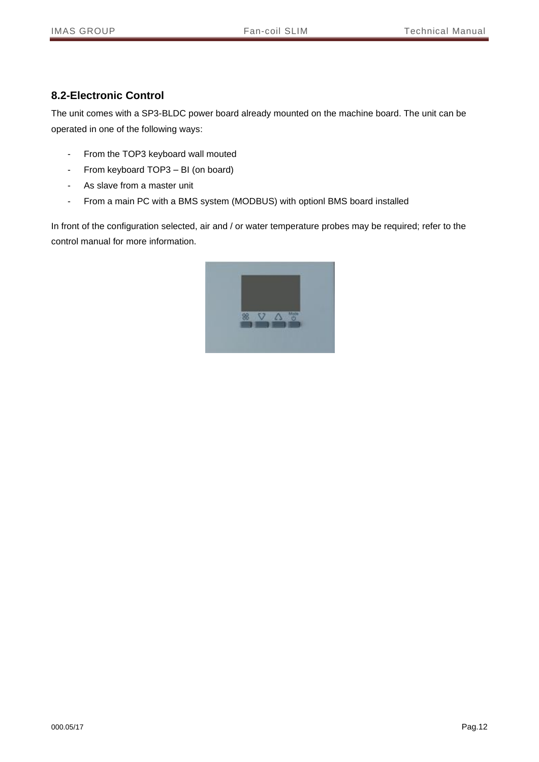## 8.2-Electronic Control

The unit comes with a SP3-BLDC power board already mounted on the machine board. The unit can be operated in one of the following ways:

- From the TOP3 keyboard wall mouted
- From keyboard TOP3 – BI (on board)
- As slave from a master unit
- From a main PC with a BMS system (MODBUS) with optionl BMS board installed

In front of the configuration selected, air and / or water temperature probes may be required; refer to the control manual for more information.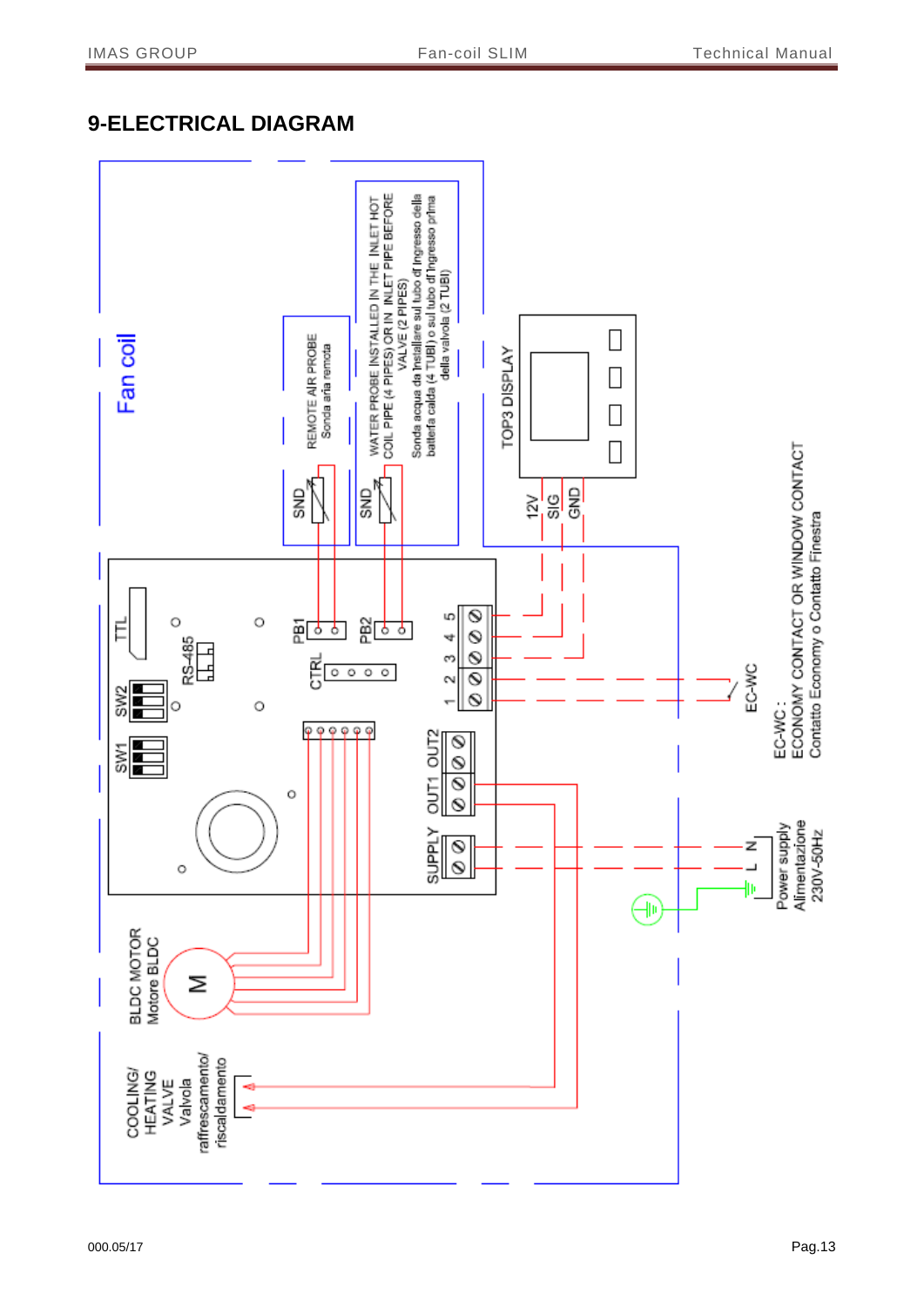# 9-ELECTRICAL DIAGRAM

Fan coil

REMOTE AIR PROBE
Sonda aria remota

WATER PROBE INSTALLED IN THE INLET HOT COIL PIPE (4 PIPES) OR IN INLET PIPE BEFORE VALVE (2 PIPES)
Sonda acqua da installare sul tubo d'ingresso della batteria calda (4 TUBI) o sul tubo d'ingresso prima della valvola (2 TUBI)

TOP3 DISPLAY

SND SND

12V SIG GND

TTL RS-485 PB1 PB2 CTRL

SW2 SW1

5 4 3 2 1

OUT2 OUT1 SUPPLY

EC-WC

EC-WC :
ECONOMY CONTACT OR WINDOW CONTACT
Contatto Economy o Contatto Finestra

N L

Power supply
Alimentazione
230V-50Hz

BLDC MOTOR
Motore BLDC

M

COOLING/HEATING VALVE
Valvola raffrescamento/riscaldamento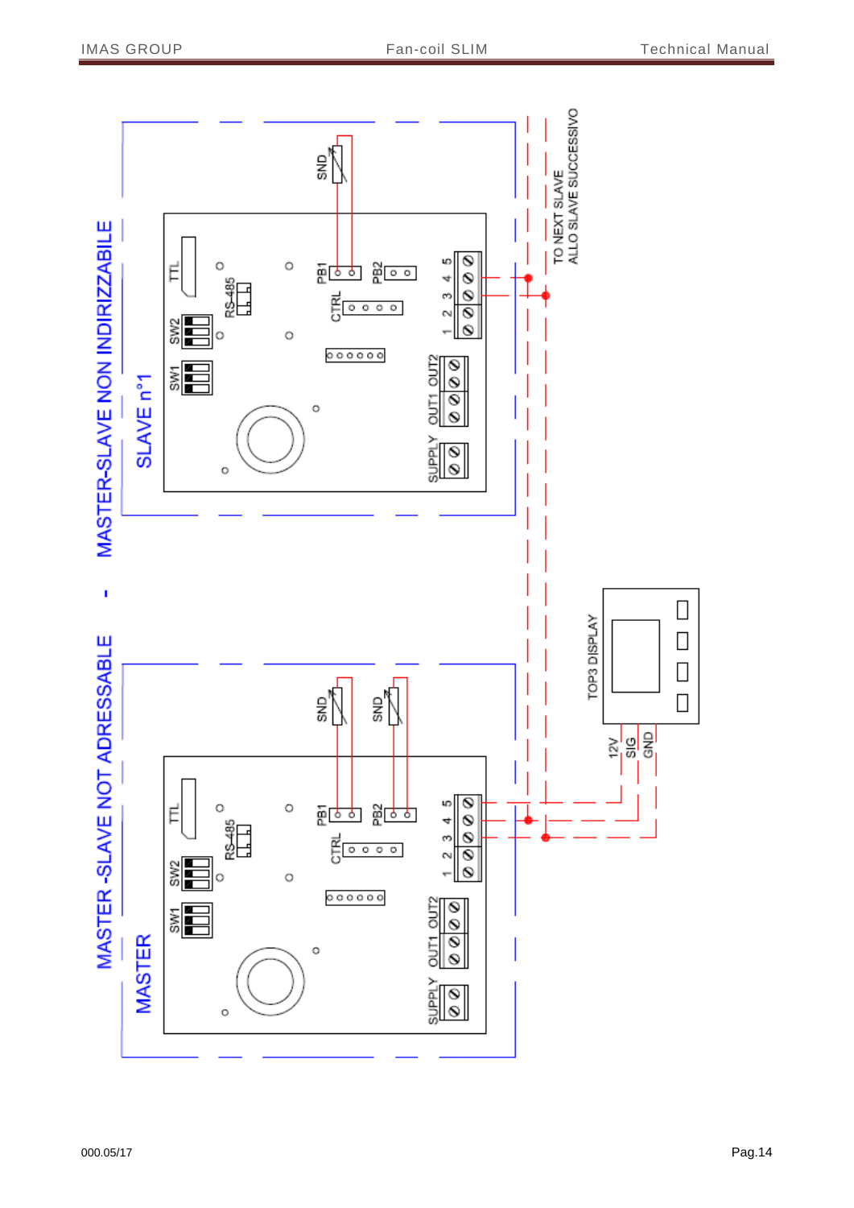# MASTER -SLAVE NOT ADRESSABLE - MASTER-SLAVE NON INDIRIZZABILE

MASTER

SLAVE n°1

TTL RS-485 SW2 SW1 PB1 PB2 CTRL SND 1 2 3 4 5 OUT1 OUT2 SUPPLY

TOP3 DISPLAY

12V SIG GND

TO NEXT SLAVE
ALLO SLAVE SUCCESSIVO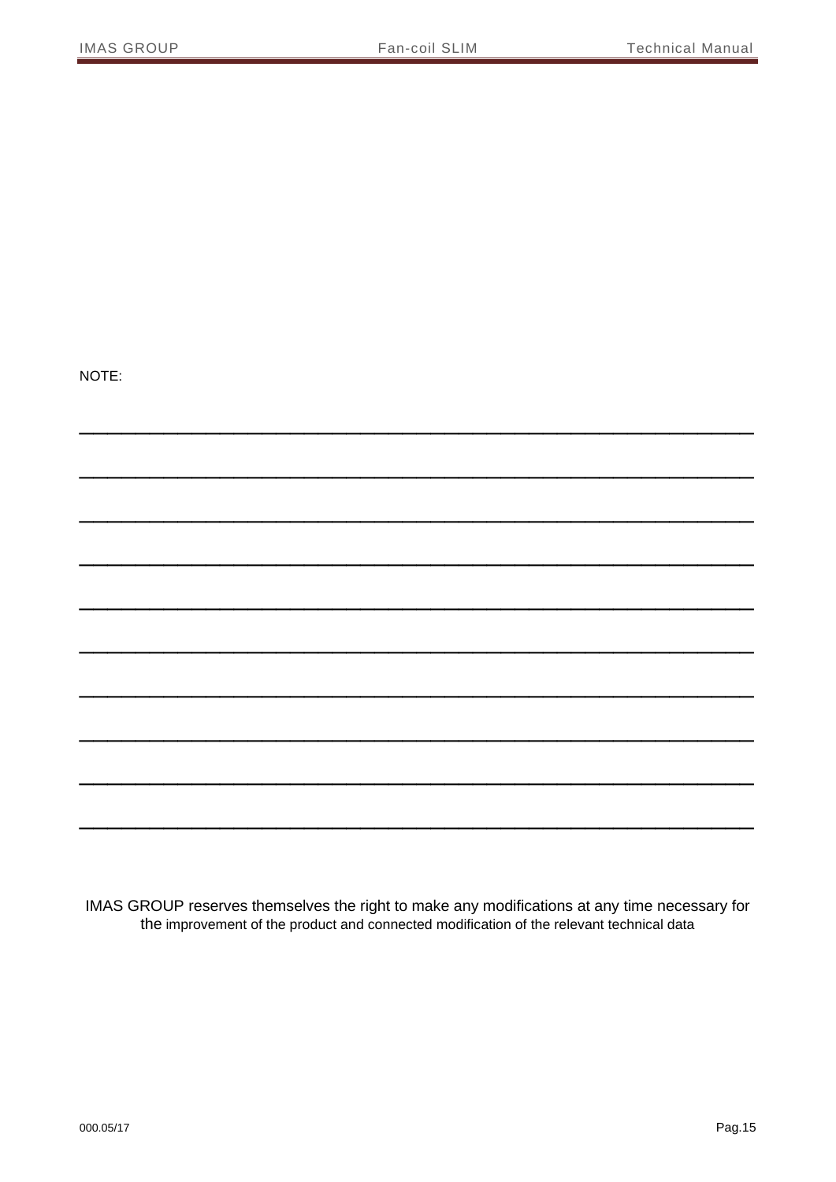NOTE:

\_\_\_\_\_\_\_\_\_\_\_\_\_\_\_\_\_\_\_\_\_\_\_\_\_\_\_\_\_\_\_\_\_\_\_\_\_\_\_\_\_\_\_\_\_\_\_\_\_\_\_\_\_\_\_\_

\_\_\_\_\_\_\_\_\_\_\_\_\_\_\_\_\_\_\_\_\_\_\_\_\_\_\_\_\_\_\_\_\_\_\_\_\_\_\_\_\_\_\_\_\_\_\_\_\_\_\_\_\_\_\_\_

\_\_\_\_\_\_\_\_\_\_\_\_\_\_\_\_\_\_\_\_\_\_\_\_\_\_\_\_\_\_\_\_\_\_\_\_\_\_\_\_\_\_\_\_\_\_\_\_\_\_\_\_\_\_\_\_

\_\_\_\_\_\_\_\_\_\_\_\_\_\_\_\_\_\_\_\_\_\_\_\_\_\_\_\_\_\_\_\_\_\_\_\_\_\_\_\_\_\_\_\_\_\_\_\_\_\_\_\_\_\_\_\_

\_\_\_\_\_\_\_\_\_\_\_\_\_\_\_\_\_\_\_\_\_\_\_\_\_\_\_\_\_\_\_\_\_\_\_\_\_\_\_\_\_\_\_\_\_\_\_\_\_\_\_\_\_\_\_\_

\_\_\_\_\_\_\_\_\_\_\_\_\_\_\_\_\_\_\_\_\_\_\_\_\_\_\_\_\_\_\_\_\_\_\_\_\_\_\_\_\_\_\_\_\_\_\_\_\_\_\_\_\_\_\_\_

\_\_\_\_\_\_\_\_\_\_\_\_\_\_\_\_\_\_\_\_\_\_\_\_\_\_\_\_\_\_\_\_\_\_\_\_\_\_\_\_\_\_\_\_\_\_\_\_\_\_\_\_\_\_\_\_

\_\_\_\_\_\_\_\_\_\_\_\_\_\_\_\_\_\_\_\_\_\_\_\_\_\_\_\_\_\_\_\_\_\_\_\_\_\_\_\_\_\_\_\_\_\_\_\_\_\_\_\_\_\_\_\_

\_\_\_\_\_\_\_\_\_\_\_\_\_\_\_\_\_\_\_\_\_\_\_\_\_\_\_\_\_\_\_\_\_\_\_\_\_\_\_\_\_\_\_\_\_\_\_\_\_\_\_\_\_\_\_\_

\_\_\_\_\_\_\_\_\_\_\_\_\_\_\_\_\_\_\_\_\_\_\_\_\_\_\_\_\_\_\_\_\_\_\_\_\_\_\_\_\_\_\_\_\_\_\_\_\_\_\_\_\_\_\_\_

IMAS GROUP reserves themselves the right to make any modifications at any time necessary for the improvement of the product and connected modification of the relevant technical data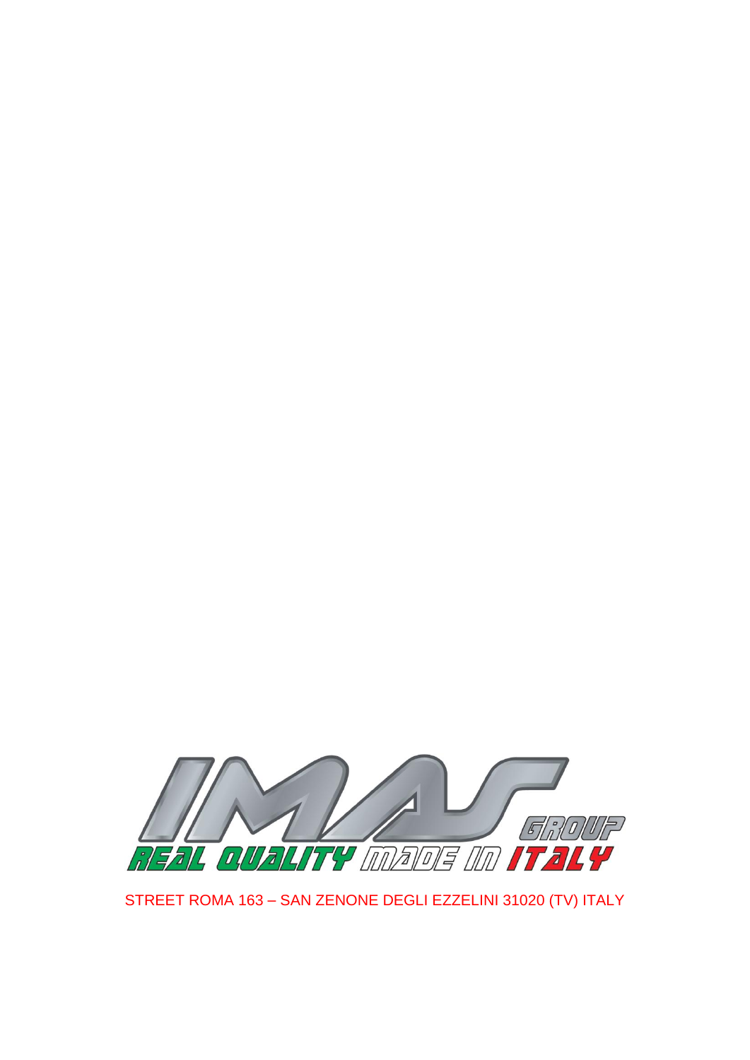IMAS GROUP

REAL QUALITY MADE IN ITALY

STREET ROMA 163 – SAN ZENONE DEGLI EZZELINI 31020 (TV) ITALY